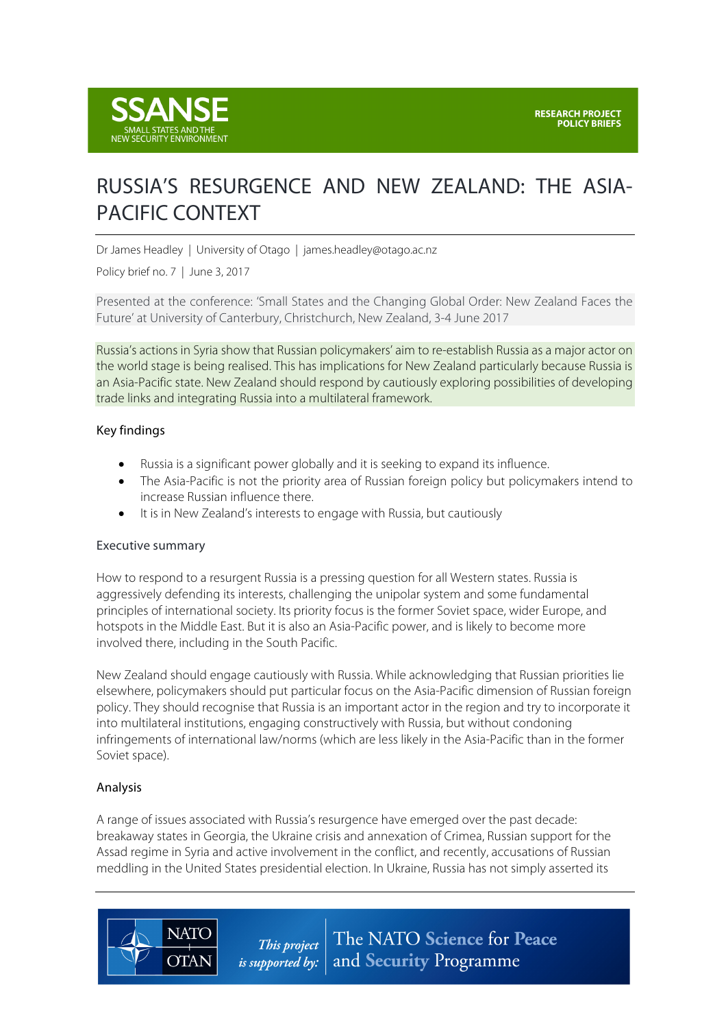SSANSE
SMALL STATES AND THE NEW SECURITY ENVIRONMENT

RESEARCH PROJECT
POLICY BRIEFS

# RUSSIA'S RESURGENCE AND NEW ZEALAND: THE ASIA-PACIFIC CONTEXT

Dr James Headley | University of Otago | james.headley@otago.ac.nz

Policy brief no. 7 | June 3, 2017

Presented at the conference: 'Small States and the Changing Global Order: New Zealand Faces the Future' at University of Canterbury, Christchurch, New Zealand, 3-4 June 2017

Russia's actions in Syria show that Russian policymakers' aim to re-establish Russia as a major actor on the world stage is being realised. This has implications for New Zealand particularly because Russia is an Asia-Pacific state. New Zealand should respond by cautiously exploring possibilities of developing trade links and integrating Russia into a multilateral framework.

## Key findings

- Russia is a significant power globally and it is seeking to expand its influence.
- The Asia-Pacific is not the priority area of Russian foreign policy but policymakers intend to increase Russian influence there.
- It is in New Zealand's interests to engage with Russia, but cautiously

## Executive summary

How to respond to a resurgent Russia is a pressing question for all Western states. Russia is aggressively defending its interests, challenging the unipolar system and some fundamental principles of international society. Its priority focus is the former Soviet space, wider Europe, and hotspots in the Middle East. But it is also an Asia-Pacific power, and is likely to become more involved there, including in the South Pacific.

New Zealand should engage cautiously with Russia. While acknowledging that Russian priorities lie elsewhere, policymakers should put particular focus on the Asia-Pacific dimension of Russian foreign policy. They should recognise that Russia is an important actor in the region and try to incorporate it into multilateral institutions, engaging constructively with Russia, but without condoning infringements of international law/norms (which are less likely in the Asia-Pacific than in the former Soviet space).

## Analysis

A range of issues associated with Russia's resurgence have emerged over the past decade: breakaway states in Georgia, the Ukraine crisis and annexation of Crimea, Russian support for the Assad regime in Syria and active involvement in the conflict, and recently, accusations of Russian meddling in the United States presidential election. In Ukraine, Russia has not simply asserted its

This project is supported by: The NATO Science for Peace and Security Programme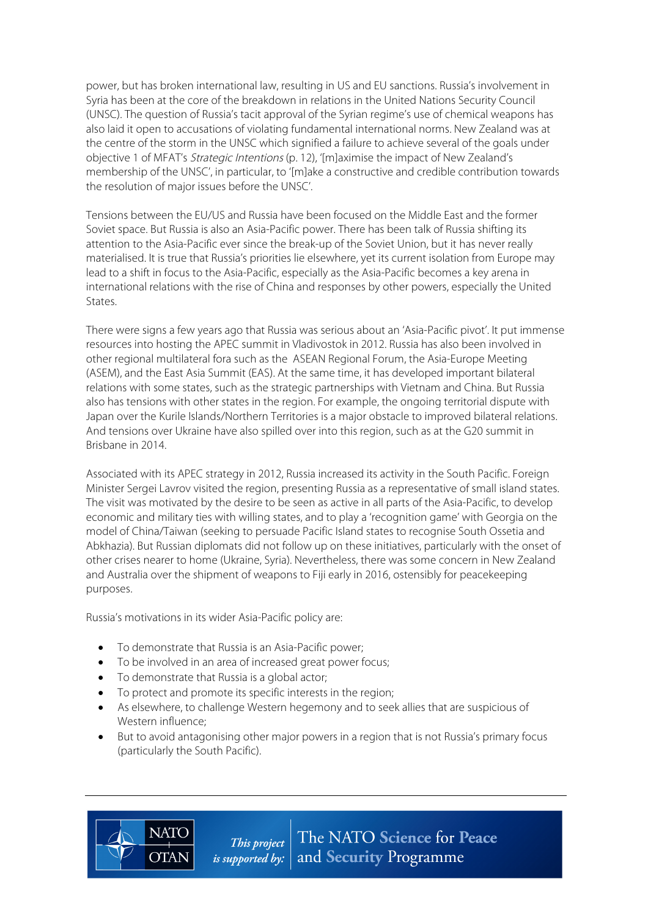power, but has broken international law, resulting in US and EU sanctions. Russia's involvement in Syria has been at the core of the breakdown in relations in the United Nations Security Council (UNSC). The question of Russia's tacit approval of the Syrian regime's use of chemical weapons has also laid it open to accusations of violating fundamental international norms. New Zealand was at the centre of the storm in the UNSC which signified a failure to achieve several of the goals under objective 1 of MFAT's *Strategic Intentions* (p. 12), '[m]aximise the impact of New Zealand's membership of the UNSC', in particular, to '[m]ake a constructive and credible contribution towards the resolution of major issues before the UNSC'.

Tensions between the EU/US and Russia have been focused on the Middle East and the former Soviet space. But Russia is also an Asia-Pacific power. There has been talk of Russia shifting its attention to the Asia-Pacific ever since the break-up of the Soviet Union, but it has never really materialised. It is true that Russia's priorities lie elsewhere, yet its current isolation from Europe may lead to a shift in focus to the Asia-Pacific, especially as the Asia-Pacific becomes a key arena in international relations with the rise of China and responses by other powers, especially the United States.

There were signs a few years ago that Russia was serious about an 'Asia-Pacific pivot'. It put immense resources into hosting the APEC summit in Vladivostok in 2012. Russia has also been involved in other regional multilateral fora such as the ASEAN Regional Forum, the Asia-Europe Meeting (ASEM), and the East Asia Summit (EAS). At the same time, it has developed important bilateral relations with some states, such as the strategic partnerships with Vietnam and China. But Russia also has tensions with other states in the region. For example, the ongoing territorial dispute with Japan over the Kurile Islands/Northern Territories is a major obstacle to improved bilateral relations. And tensions over Ukraine have also spilled over into this region, such as at the G20 summit in Brisbane in 2014.

Associated with its APEC strategy in 2012, Russia increased its activity in the South Pacific. Foreign Minister Sergei Lavrov visited the region, presenting Russia as a representative of small island states. The visit was motivated by the desire to be seen as active in all parts of the Asia-Pacific, to develop economic and military ties with willing states, and to play a 'recognition game' with Georgia on the model of China/Taiwan (seeking to persuade Pacific Island states to recognise South Ossetia and Abkhazia). But Russian diplomats did not follow up on these initiatives, particularly with the onset of other crises nearer to home (Ukraine, Syria). Nevertheless, there was some concern in New Zealand and Australia over the shipment of weapons to Fiji early in 2016, ostensibly for peacekeeping purposes.

Russia's motivations in its wider Asia-Pacific policy are:

- To demonstrate that Russia is an Asia-Pacific power;
- To be involved in an area of increased great power focus;
- To demonstrate that Russia is a global actor;
- To protect and promote its specific interests in the region;
- As elsewhere, to challenge Western hegemony and to seek allies that are suspicious of Western influence;
- But to avoid antagonising other major powers in a region that is not Russia's primary focus (particularly the South Pacific).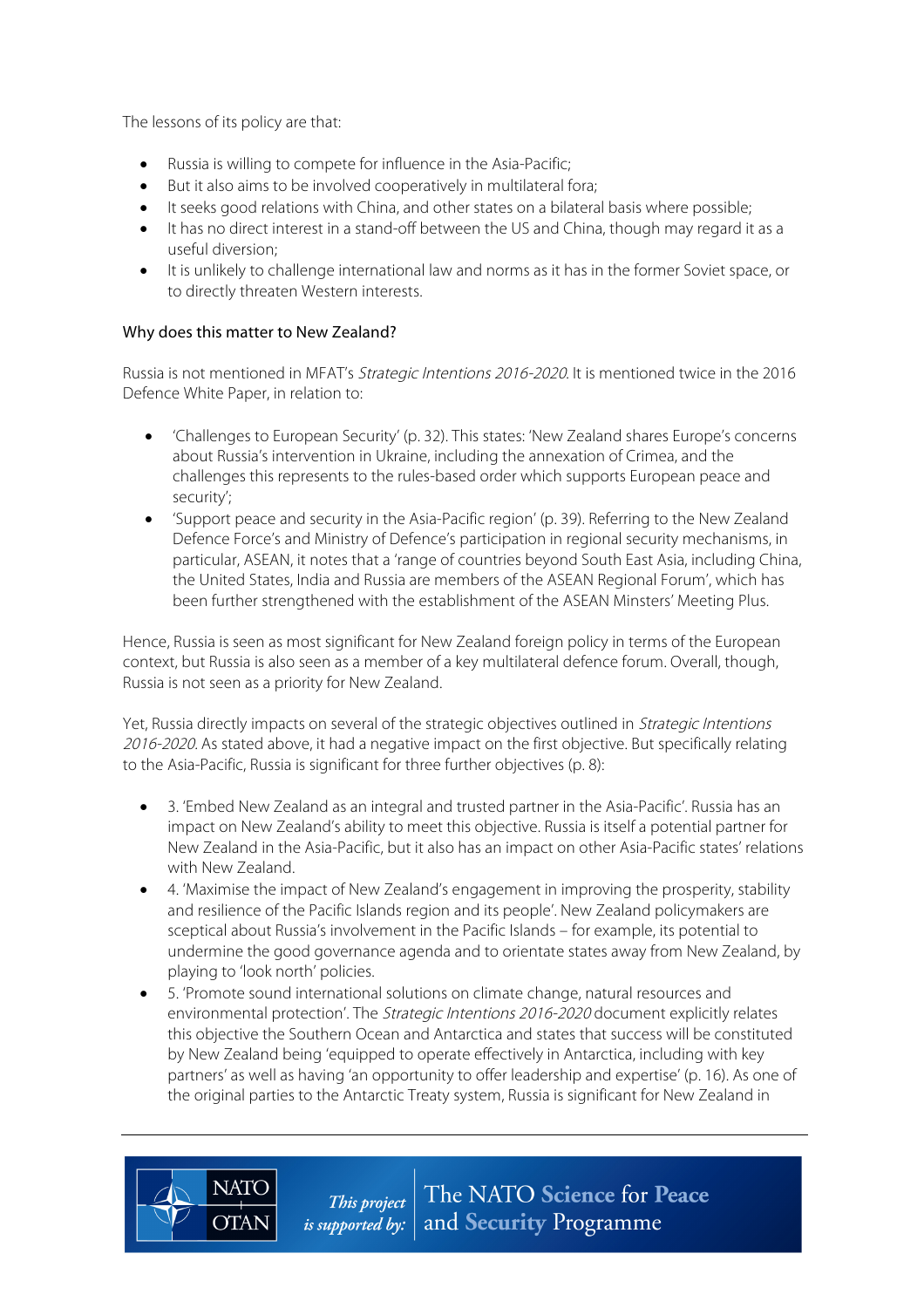The lessons of its policy are that:

- Russia is willing to compete for influence in the Asia-Pacific;
- But it also aims to be involved cooperatively in multilateral fora;
- It seeks good relations with China, and other states on a bilateral basis where possible;
- It has no direct interest in a stand-off between the US and China, though may regard it as a useful diversion;
- It is unlikely to challenge international law and norms as it has in the former Soviet space, or to directly threaten Western interests.

### Why does this matter to New Zealand?

Russia is not mentioned in MFAT's *Strategic Intentions 2016-2020*. It is mentioned twice in the 2016 Defence White Paper, in relation to:

- 'Challenges to European Security' (p. 32). This states: 'New Zealand shares Europe's concerns about Russia's intervention in Ukraine, including the annexation of Crimea, and the challenges this represents to the rules-based order which supports European peace and security';
- 'Support peace and security in the Asia-Pacific region' (p. 39). Referring to the New Zealand Defence Force's and Ministry of Defence's participation in regional security mechanisms, in particular, ASEAN, it notes that a 'range of countries beyond South East Asia, including China, the United States, India and Russia are members of the ASEAN Regional Forum', which has been further strengthened with the establishment of the ASEAN Minsters' Meeting Plus.

Hence, Russia is seen as most significant for New Zealand foreign policy in terms of the European context, but Russia is also seen as a member of a key multilateral defence forum. Overall, though, Russia is not seen as a priority for New Zealand.

Yet, Russia directly impacts on several of the strategic objectives outlined in *Strategic Intentions 2016-2020*. As stated above, it had a negative impact on the first objective. But specifically relating to the Asia-Pacific, Russia is significant for three further objectives (p. 8):

- 3. 'Embed New Zealand as an integral and trusted partner in the Asia-Pacific'. Russia has an impact on New Zealand's ability to meet this objective. Russia is itself a potential partner for New Zealand in the Asia-Pacific, but it also has an impact on other Asia-Pacific states' relations with New Zealand.
- 4. 'Maximise the impact of New Zealand's engagement in improving the prosperity, stability and resilience of the Pacific Islands region and its people'. New Zealand policymakers are sceptical about Russia's involvement in the Pacific Islands – for example, its potential to undermine the good governance agenda and to orientate states away from New Zealand, by playing to 'look north' policies.
- 5. 'Promote sound international solutions on climate change, natural resources and environmental protection'. The *Strategic Intentions 2016-2020* document explicitly relates this objective the Southern Ocean and Antarctica and states that success will be constituted by New Zealand being 'equipped to operate effectively in Antarctica, including with key partners' as well as having 'an opportunity to offer leadership and expertise' (p. 16). As one of the original parties to the Antarctic Treaty system, Russia is significant for New Zealand in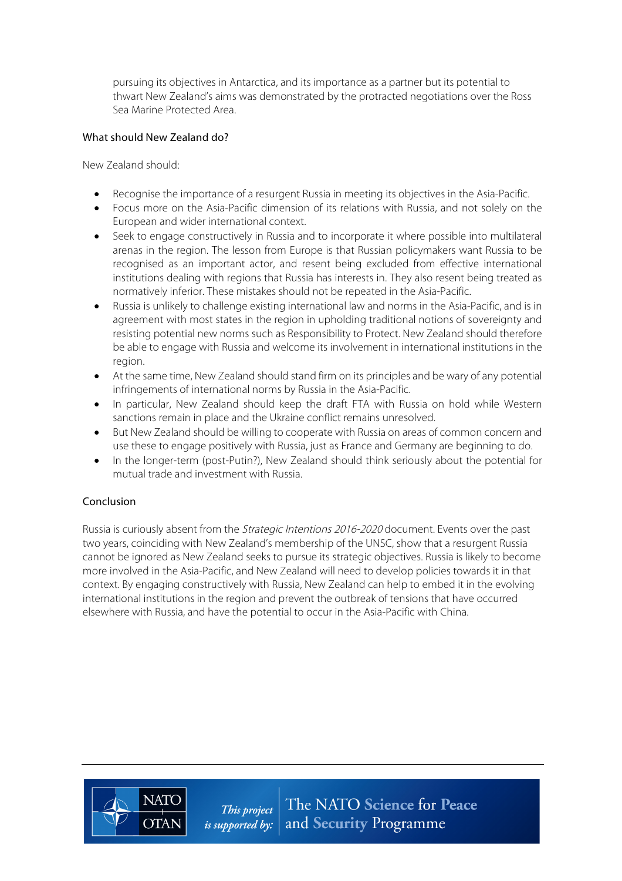pursuing its objectives in Antarctica, and its importance as a partner but its potential to thwart New Zealand's aims was demonstrated by the protracted negotiations over the Ross Sea Marine Protected Area.

### What should New Zealand do?

New Zealand should:

- Recognise the importance of a resurgent Russia in meeting its objectives in the Asia-Pacific.
- Focus more on the Asia-Pacific dimension of its relations with Russia, and not solely on the European and wider international context.
- Seek to engage constructively in Russia and to incorporate it where possible into multilateral arenas in the region. The lesson from Europe is that Russian policymakers want Russia to be recognised as an important actor, and resent being excluded from effective international institutions dealing with regions that Russia has interests in. They also resent being treated as normatively inferior. These mistakes should not be repeated in the Asia-Pacific.
- Russia is unlikely to challenge existing international law and norms in the Asia-Pacific, and is in agreement with most states in the region in upholding traditional notions of sovereignty and resisting potential new norms such as Responsibility to Protect. New Zealand should therefore be able to engage with Russia and welcome its involvement in international institutions in the region.
- At the same time, New Zealand should stand firm on its principles and be wary of any potential infringements of international norms by Russia in the Asia-Pacific.
- In particular, New Zealand should keep the draft FTA with Russia on hold while Western sanctions remain in place and the Ukraine conflict remains unresolved.
- But New Zealand should be willing to cooperate with Russia on areas of common concern and use these to engage positively with Russia, just as France and Germany are beginning to do.
- In the longer-term (post-Putin?), New Zealand should think seriously about the potential for mutual trade and investment with Russia.

### Conclusion

Russia is curiously absent from the *Strategic Intentions 2016-2020* document. Events over the past two years, coinciding with New Zealand's membership of the UNSC, show that a resurgent Russia cannot be ignored as New Zealand seeks to pursue its strategic objectives. Russia is likely to become more involved in the Asia-Pacific, and New Zealand will need to develop policies towards it in that context. By engaging constructively with Russia, New Zealand can help to embed it in the evolving international institutions in the region and prevent the outbreak of tensions that have occurred elsewhere with Russia, and have the potential to occur in the Asia-Pacific with China.

NATO OTAN

*This project is supported by:* The NATO Science for Peace and Security Programme